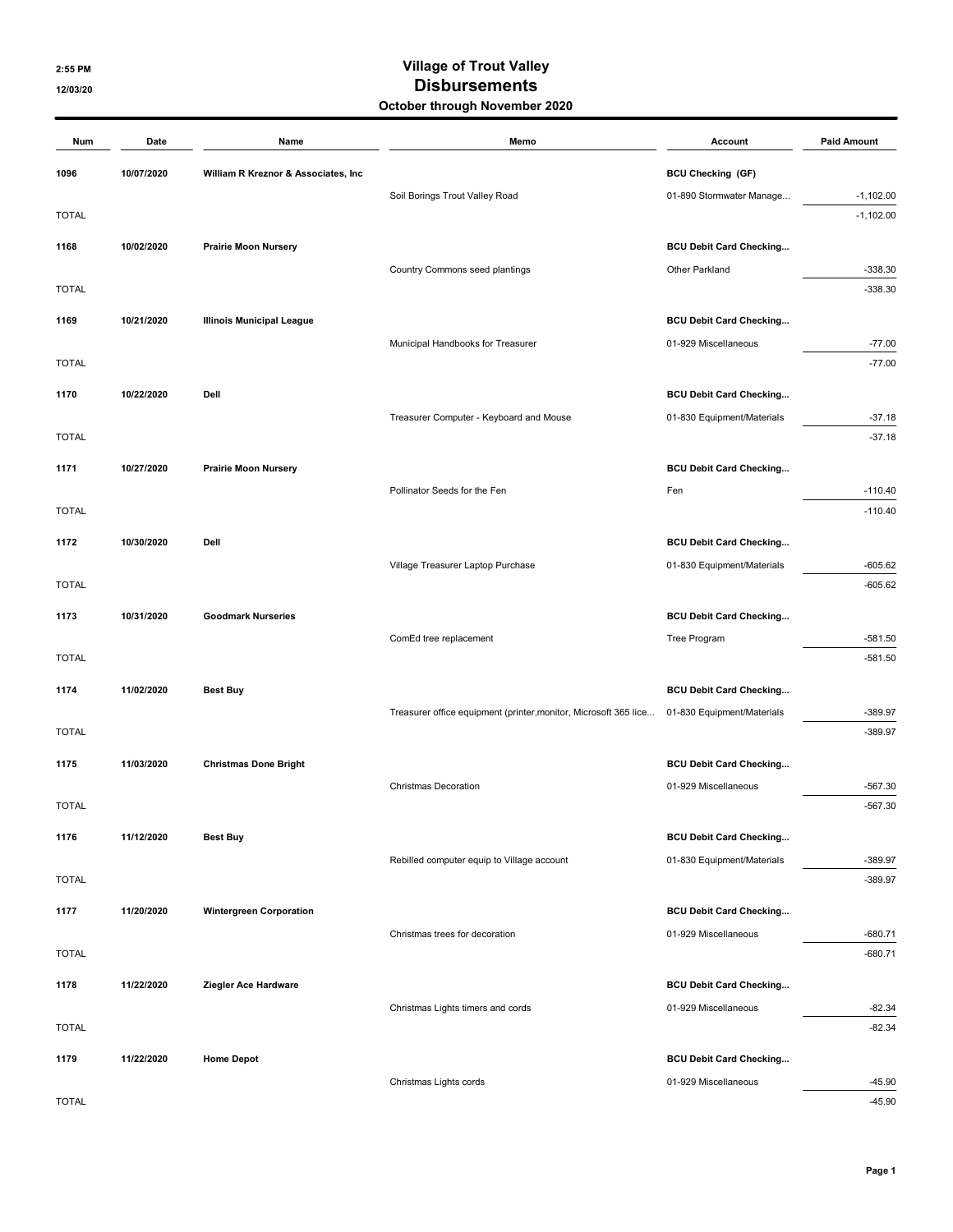2:55 PM
12/03/20

# Village of Trout Valley
## Disbursements
### October through November 2020

| Num | Date | Name | Memo | Account | Paid Amount |
|---|---|---|---|---|---|
| 1096 | 10/07/2020 | William R Kreznor & Associates, Inc | | BCU Checking (GF) | |
| | | | Soil Borings Trout Valley Road | 01-890 Stormwater Manage... | -1,102.00 |
| TOTAL | | | | | -1,102.00 |
| 1168 | 10/02/2020 | Prairie Moon Nursery | | BCU Debit Card Checking... | |
| | | | Country Commons seed plantings | Other Parkland | -338.30 |
| TOTAL | | | | | -338.30 |
| 1169 | 10/21/2020 | Illinois Municipal League | | BCU Debit Card Checking... | |
| | | | Municipal Handbooks for Treasurer | 01-929 Miscellaneous | -77.00 |
| TOTAL | | | | | -77.00 |
| 1170 | 10/22/2020 | Dell | | BCU Debit Card Checking... | |
| | | | Treasurer Computer - Keyboard and Mouse | 01-830 Equipment/Materials | -37.18 |
| TOTAL | | | | | -37.18 |
| 1171 | 10/27/2020 | Prairie Moon Nursery | | BCU Debit Card Checking... | |
| | | | Pollinator Seeds for the Fen | Fen | -110.40 |
| TOTAL | | | | | -110.40 |
| 1172 | 10/30/2020 | Dell | | BCU Debit Card Checking... | |
| | | | Village Treasurer Laptop Purchase | 01-830 Equipment/Materials | -605.62 |
| TOTAL | | | | | -605.62 |
| 1173 | 10/31/2020 | Goodmark Nurseries | | BCU Debit Card Checking... | |
| | | | ComEd tree replacement | Tree Program | -581.50 |
| TOTAL | | | | | -581.50 |
| 1174 | 11/02/2020 | Best Buy | | BCU Debit Card Checking... | |
| | | | Treasurer office equipment (printer,monitor, Microsoft 365 lice... | 01-830 Equipment/Materials | -389.97 |
| TOTAL | | | | | -389.97 |
| 1175 | 11/03/2020 | Christmas Done Bright | | BCU Debit Card Checking... | |
| | | | Christmas Decoration | 01-929 Miscellaneous | -567.30 |
| TOTAL | | | | | -567.30 |
| 1176 | 11/12/2020 | Best Buy | | BCU Debit Card Checking... | |
| | | | Rebilled computer equip to Village account | 01-830 Equipment/Materials | -389.97 |
| TOTAL | | | | | -389.97 |
| 1177 | 11/20/2020 | Wintergreen Corporation | | BCU Debit Card Checking... | |
| | | | Christmas trees for decoration | 01-929 Miscellaneous | -680.71 |
| TOTAL | | | | | -680.71 |
| 1178 | 11/22/2020 | Ziegler Ace Hardware | | BCU Debit Card Checking... | |
| | | | Christmas Lights timers and cords | 01-929 Miscellaneous | -82.34 |
| TOTAL | | | | | -82.34 |
| 1179 | 11/22/2020 | Home Depot | | BCU Debit Card Checking... | |
| | | | Christmas Lights cords | 01-929 Miscellaneous | -45.90 |
| TOTAL | | | | | -45.90 |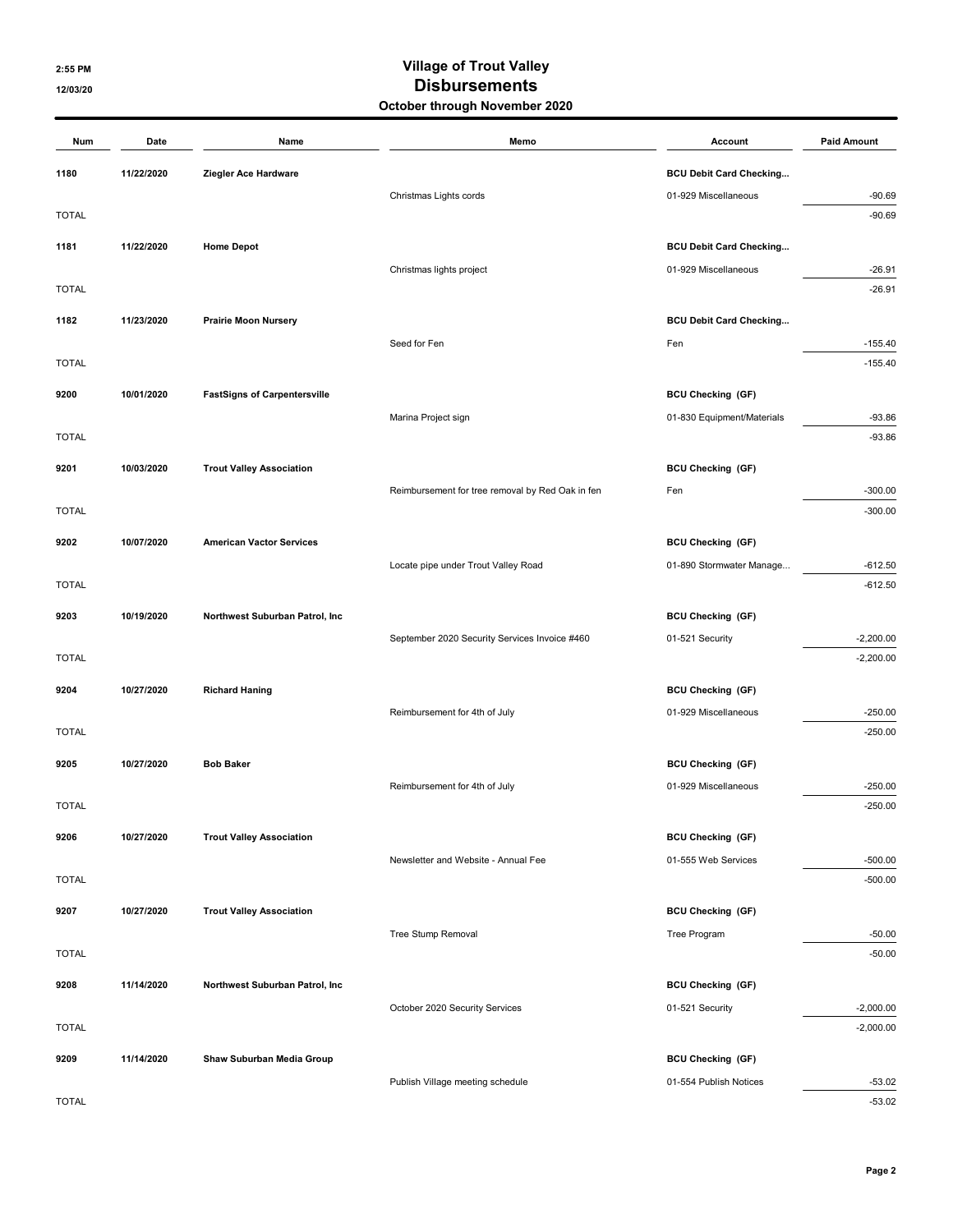2:55 PM

12/03/20

# Village of Trout Valley
## Disbursements
### October through November 2020

| Num | Date | Name | Memo | Account | Paid Amount |
|---|---|---|---|---|---|
| 1180 | 11/22/2020 | Ziegler Ace Hardware | | BCU Debit Card Checking... | |
| | | | Christmas Lights cords | 01-929 Miscellaneous | -90.69 |
| TOTAL | | | | | -90.69 |
| 1181 | 11/22/2020 | Home Depot | | BCU Debit Card Checking... | |
| | | | Christmas lights project | 01-929 Miscellaneous | -26.91 |
| TOTAL | | | | | -26.91 |
| 1182 | 11/23/2020 | Prairie Moon Nursery | | BCU Debit Card Checking... | |
| | | | Seed for Fen | Fen | -155.40 |
| TOTAL | | | | | -155.40 |
| 9200 | 10/01/2020 | FastSigns of Carpentersville | | BCU Checking (GF) | |
| | | | Marina Project sign | 01-830 Equipment/Materials | -93.86 |
| TOTAL | | | | | -93.86 |
| 9201 | 10/03/2020 | Trout Valley Association | | BCU Checking (GF) | |
| | | | Reimbursement for tree removal by Red Oak in fen | Fen | -300.00 |
| TOTAL | | | | | -300.00 |
| 9202 | 10/07/2020 | American Vactor Services | | BCU Checking (GF) | |
| | | | Locate pipe under Trout Valley Road | 01-890 Stormwater Manage... | -612.50 |
| TOTAL | | | | | -612.50 |
| 9203 | 10/19/2020 | Northwest Suburban Patrol, Inc | | BCU Checking (GF) | |
| | | | September 2020 Security Services Invoice #460 | 01-521 Security | -2,200.00 |
| TOTAL | | | | | -2,200.00 |
| 9204 | 10/27/2020 | Richard Haning | | BCU Checking (GF) | |
| | | | Reimbursement for 4th of July | 01-929 Miscellaneous | -250.00 |
| TOTAL | | | | | -250.00 |
| 9205 | 10/27/2020 | Bob Baker | | BCU Checking (GF) | |
| | | | Reimbursement for 4th of July | 01-929 Miscellaneous | -250.00 |
| TOTAL | | | | | -250.00 |
| 9206 | 10/27/2020 | Trout Valley Association | | BCU Checking (GF) | |
| | | | Newsletter and Website - Annual Fee | 01-555 Web Services | -500.00 |
| TOTAL | | | | | -500.00 |
| 9207 | 10/27/2020 | Trout Valley Association | | BCU Checking (GF) | |
| | | | Tree Stump Removal | Tree Program | -50.00 |
| TOTAL | | | | | -50.00 |
| 9208 | 11/14/2020 | Northwest Suburban Patrol, Inc | | BCU Checking (GF) | |
| | | | October 2020 Security Services | 01-521 Security | -2,000.00 |
| TOTAL | | | | | -2,000.00 |
| 9209 | 11/14/2020 | Shaw Suburban Media Group | | BCU Checking (GF) | |
| | | | Publish Village meeting schedule | 01-554 Publish Notices | -53.02 |
| TOTAL | | | | | -53.02 |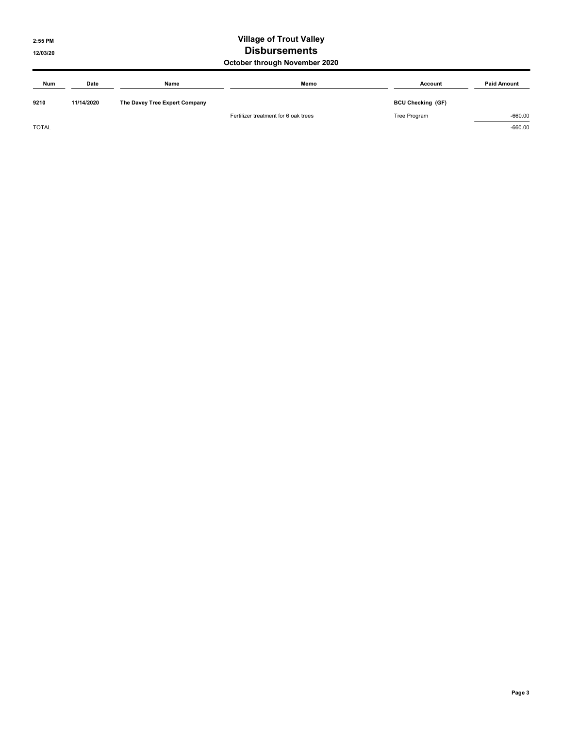# Village of Trout Valley

## Disbursements

### October through November 2020

| Num | Date | Name | Memo | Account | Paid Amount |
|---|---|---|---|---|---|
| **9210** | **11/14/2020** | **The Davey Tree Expert Company** | | **BCU Checking (GF)** | |
| | | | Fertilizer treatment for 6 oak trees | Tree Program | -660.00 |
| TOTAL | | | | | -660.00 |